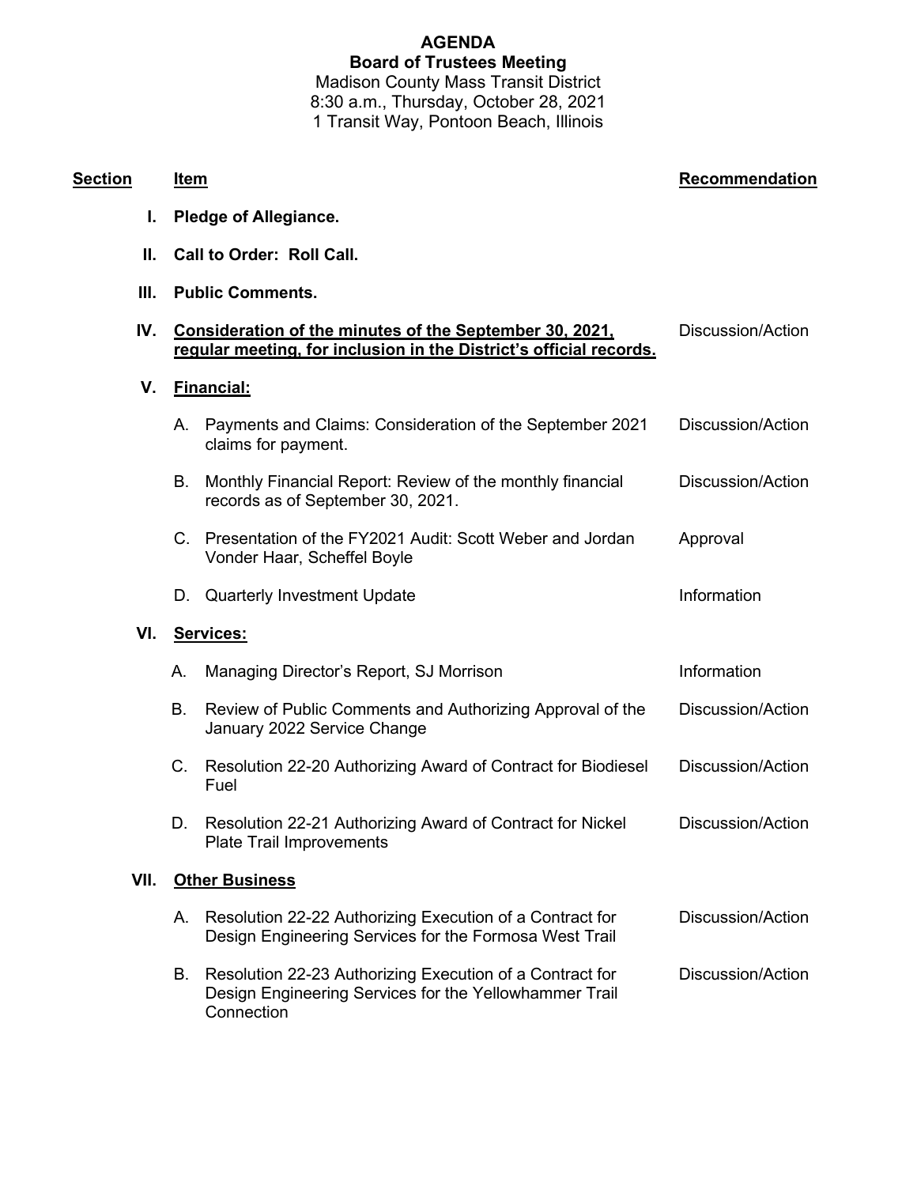# AGENDA

## Board of Trustees Meeting

Madison County Mass Transit District
8:30 a.m., Thursday, October 28, 2021
1 Transit Way, Pontoon Beach, Illinois

| Section | | Item | Recommendation |
|---|---|---|---|
| **I.** | | **Pledge of Allegiance.** | |
| **II.** | | **Call to Order: Roll Call.** | |
| **III.** | | **Public Comments.** | |
| **IV.** | | **Consideration of the minutes of the September 30, 2021, regular meeting, for inclusion in the District's official records.** | Discussion/Action |
| **V.** | | **Financial:** | |
| | A. | Payments and Claims: Consideration of the September 2021 claims for payment. | Discussion/Action |
| | B. | Monthly Financial Report: Review of the monthly financial records as of September 30, 2021. | Discussion/Action |
| | C. | Presentation of the FY2021 Audit: Scott Weber and Jordan Vonder Haar, Scheffel Boyle | Approval |
| | D. | Quarterly Investment Update | Information |
| **VI.** | | **Services:** | |
| | A. | Managing Director's Report, SJ Morrison | Information |
| | B. | Review of Public Comments and Authorizing Approval of the January 2022 Service Change | Discussion/Action |
| | C. | Resolution 22-20 Authorizing Award of Contract for Biodiesel Fuel | Discussion/Action |
| | D. | Resolution 22-21 Authorizing Award of Contract for Nickel Plate Trail Improvements | Discussion/Action |
| **VII.** | | **Other Business** | |
| | A. | Resolution 22-22 Authorizing Execution of a Contract for Design Engineering Services for the Formosa West Trail | Discussion/Action |
| | B. | Resolution 22-23 Authorizing Execution of a Contract for Design Engineering Services for the Yellowhammer Trail Connection | Discussion/Action |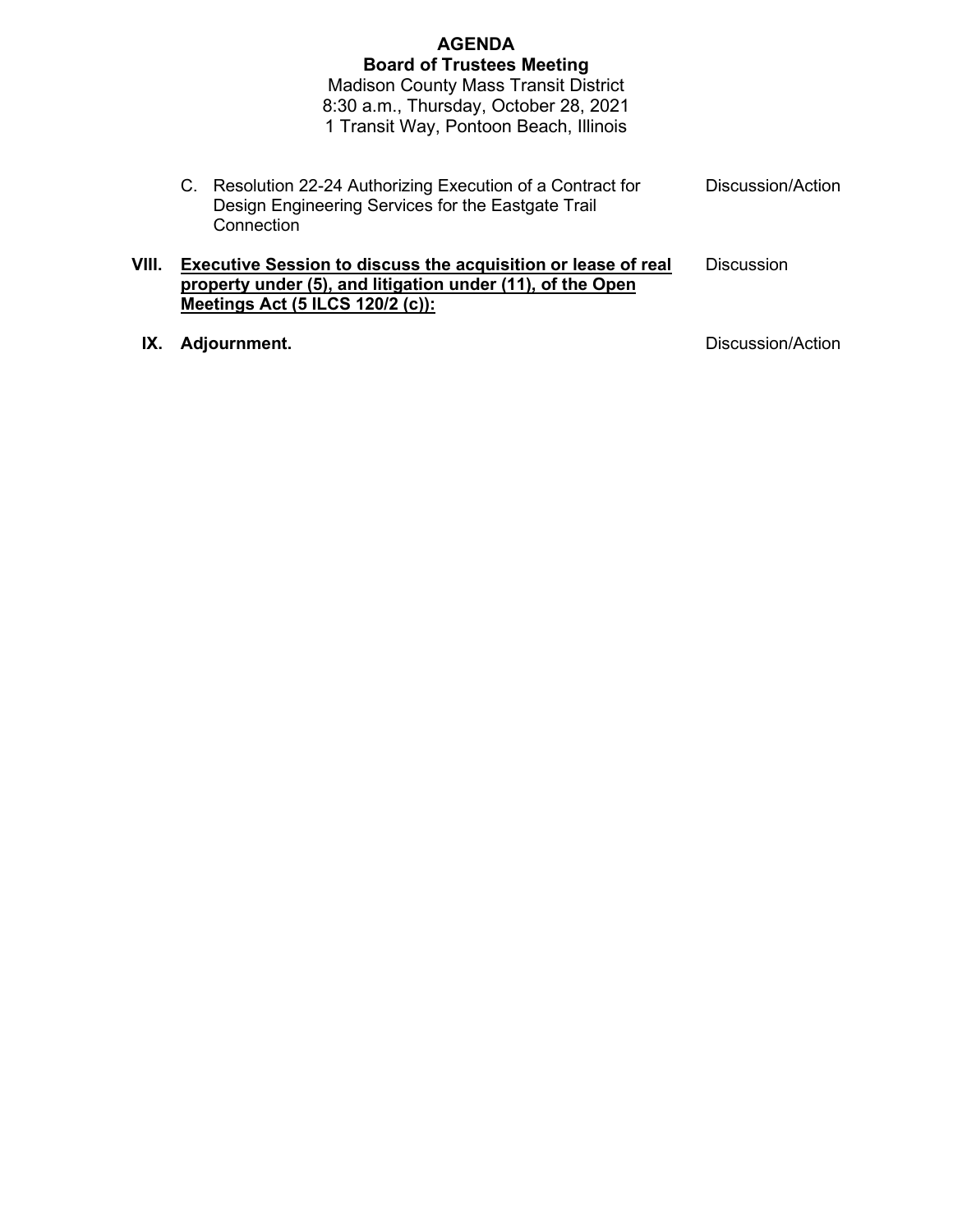**AGENDA**
**Board of Trustees Meeting**
Madison County Mass Transit District
8:30 a.m., Thursday, October 28, 2021
1 Transit Way, Pontoon Beach, Illinois

| | | |
|---|---|---|
| | C. Resolution 22-24 Authorizing Execution of a Contract for Design Engineering Services for the Eastgate Trail Connection | Discussion/Action |
| **VIII.** | **<u>Executive Session to discuss the acquisition or lease of real property under (5), and litigation under (11), of the Open Meetings Act (5 ILCS 120/2 (c)):</u>** | Discussion |
| **IX.** | **Adjournment.** | Discussion/Action |